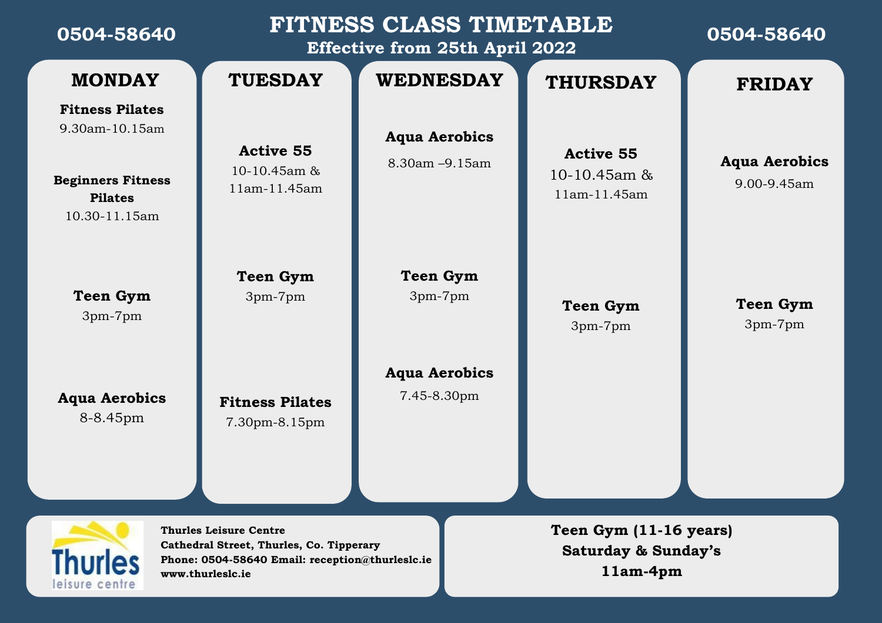0504-58640

# FITNESS CLASS TIMETABLE

**Effective from 25th April 2022**

0504-58640

| MONDAY | TUESDAY | WEDNESDAY | THURSDAY | FRIDAY |
|---|---|---|---|---|
| **Fitness Pilates** 9.30am-10.15am | **Active 55** 10-10.45am & 11am-11.45am | **Aqua Aerobics** 8.30am –9.15am | **Active 55** 10-10.45am & 11am-11.45am | **Aqua Aerobics** 9.00-9.45am |
| **Beginners Fitness Pilates** 10.30-11.15am | | | | |
| **Teen Gym** 3pm-7pm | **Teen Gym** 3pm-7pm | **Teen Gym** 3pm-7pm | **Teen Gym** 3pm-7pm | **Teen Gym** 3pm-7pm |
| **Aqua Aerobics** 8-8.45pm | **Fitness Pilates** 7.30pm-8.15pm | **Aqua Aerobics** 7.45-8.30pm | | |

Thurles leisure centre

**Thurles Leisure Centre**
**Cathedral Street, Thurles, Co. Tipperary**
**Phone: 0504-58640 Email: reception@thurleslc.ie**
**www.thurleslc.ie**

**Teen Gym (11-16 years)**
**Saturday & Sunday's**
**11am-4pm**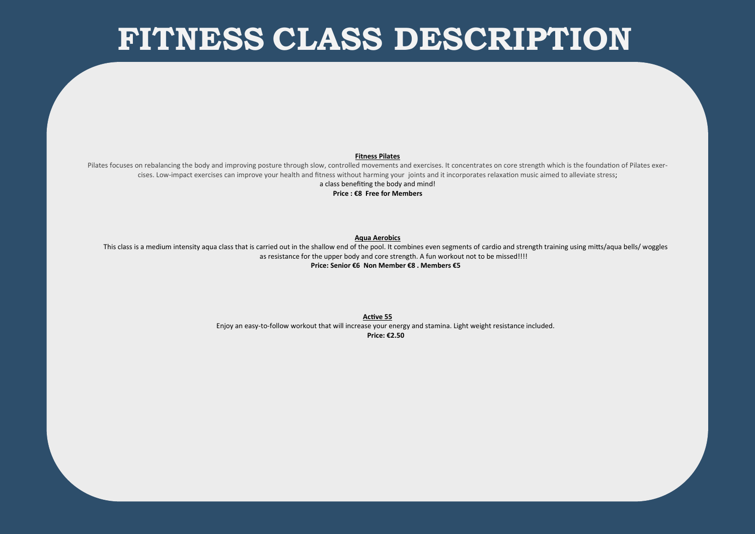# FITNESS CLASS DESCRIPTION

**Fitness Pilates**

Pilates focuses on rebalancing the body and improving posture through slow, controlled movements and exercises. It concentrates on core strength which is the foundation of Pilates exercises. Low-impact exercises can improve your health and fitness without harming your joints and it incorporates relaxation music aimed to alleviate stress;

a class benefiting the body and mind!

**Price : €8 Free for Members**

**Aqua Aerobics**

This class is a medium intensity aqua class that is carried out in the shallow end of the pool. It combines even segments of cardio and strength training using mitts/aqua bells/ woggles as resistance for the upper body and core strength. A fun workout not to be missed!!!!

**Price: Senior €6 Non Member €8 . Members €5**

**Active 55**

Enjoy an easy-to-follow workout that will increase your energy and stamina. Light weight resistance included.

**Price: €2.50**